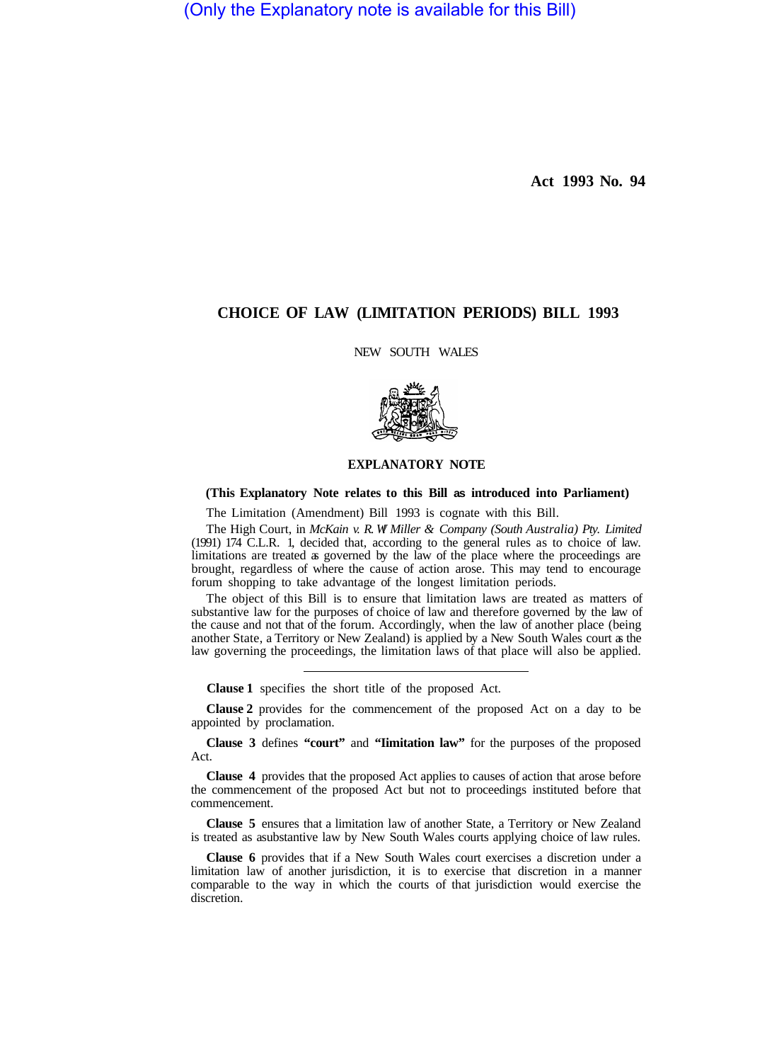(Only the Explanatory note is available for this Bill)

**Act 1993 No. 94**

# CHOICE OF LAW (LIMITATION PERIODS) BILL 1993

NEW SOUTH WALES

## EXPLANATORY NOTE

**(This Explanatory Note relates to this Bill as introduced into Parliament)**

The Limitation (Amendment) Bill 1993 is cognate with this Bill.

The High Court, in *McKain v. R. W Miller & Company (South Australia) Pty. Limited* (1991) 174 C.L.R. 1, decided that, according to the general rules as to choice of law. limitations are treated as governed by the law of the place where the proceedings are brought, regardless of where the cause of action arose. This may tend to encourage forum shopping to take advantage of the longest limitation periods.

The object of this Bill is to ensure that limitation laws are treated as matters of substantive law for the purposes of choice of law and therefore governed by the law of the cause and not that of the forum. Accordingly, when the law of another place (being another State, a Territory or New Zealand) is applied by a New South Wales court as the law governing the proceedings, the limitation laws of that place will also be applied.

---

**Clause 1** specifies the short title of the proposed Act.

**Clause 2** provides for the commencement of the proposed Act on a day to be appointed by proclamation.

**Clause 3** defines **"court"** and **"limitation law"** for the purposes of the proposed Act.

**Clause 4** provides that the proposed Act applies to causes of action that arose before the commencement of the proposed Act but not to proceedings instituted before that commencement.

**Clause 5** ensures that a limitation law of another State, a Territory or New Zealand is treated as asubstantive law by New South Wales courts applying choice of law rules.

**Clause 6** provides that if a New South Wales court exercises a discretion under a limitation law of another jurisdiction, it is to exercise that discretion in a manner comparable to the way in which the courts of that jurisdiction would exercise the discretion.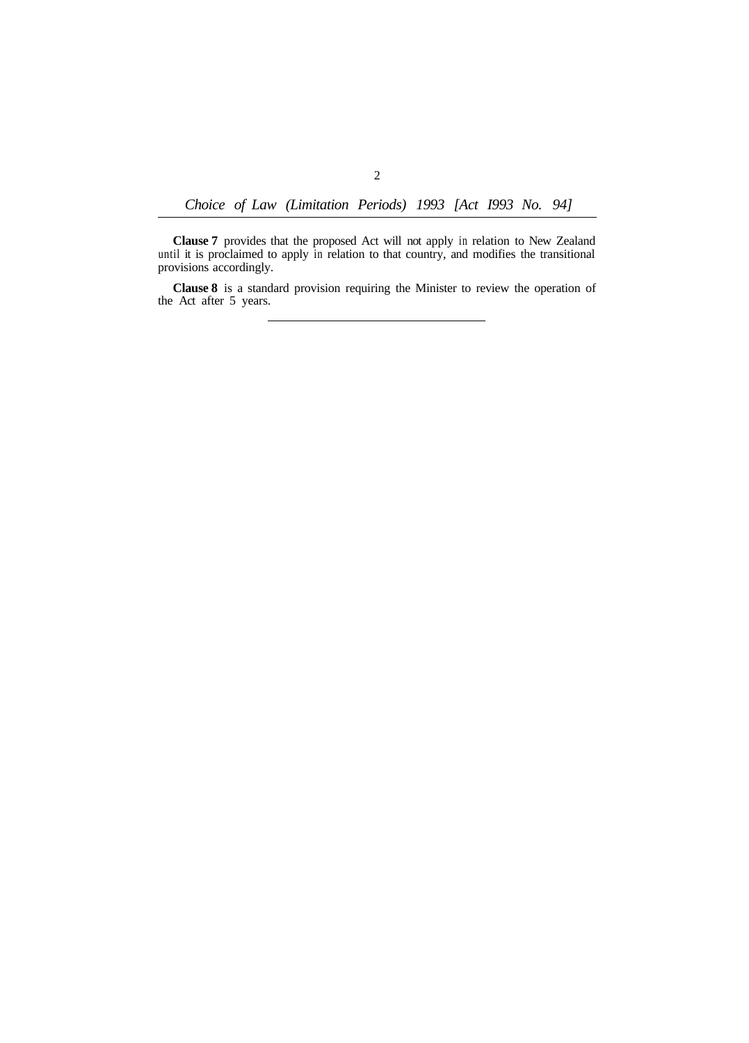**Clause 7** provides that the proposed Act will not apply in relation to New Zealand until it is proclaimed to apply in relation to that country, and modifies the transitional provisions accordingly.

**Clause 8** is a standard provision requiring the Minister to review the operation of the Act after 5 years.